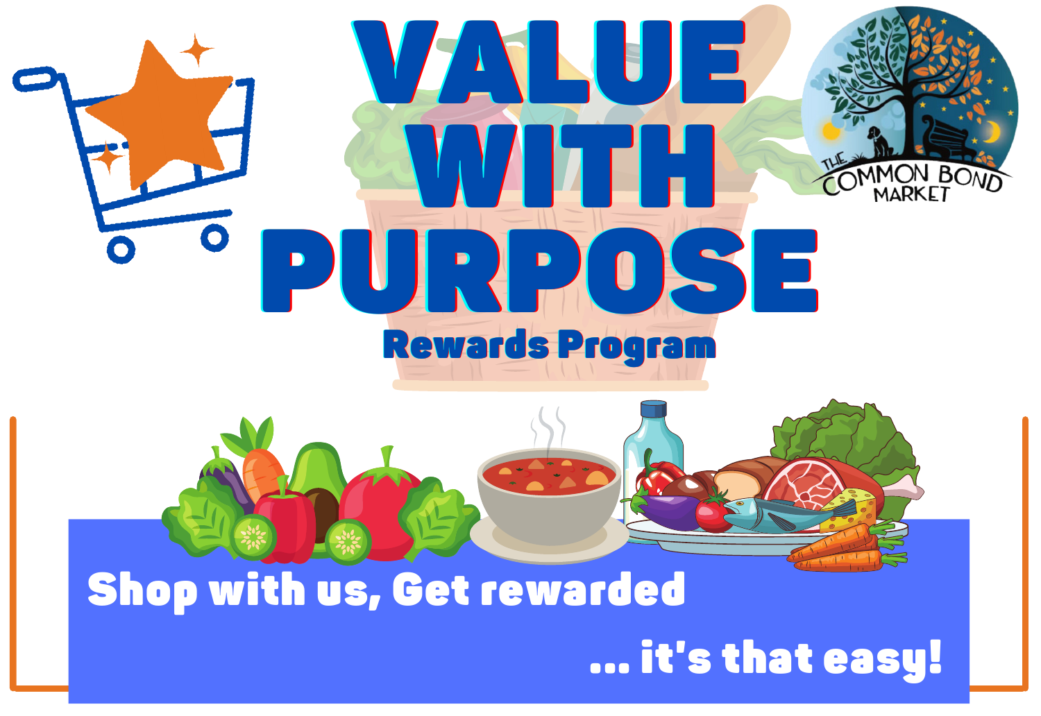# VALUE WITH PURPOSE

## Rewards Program

THE COMMON BOND MARKET

**Shop with us, Get rewarded**

**... it's that easy!**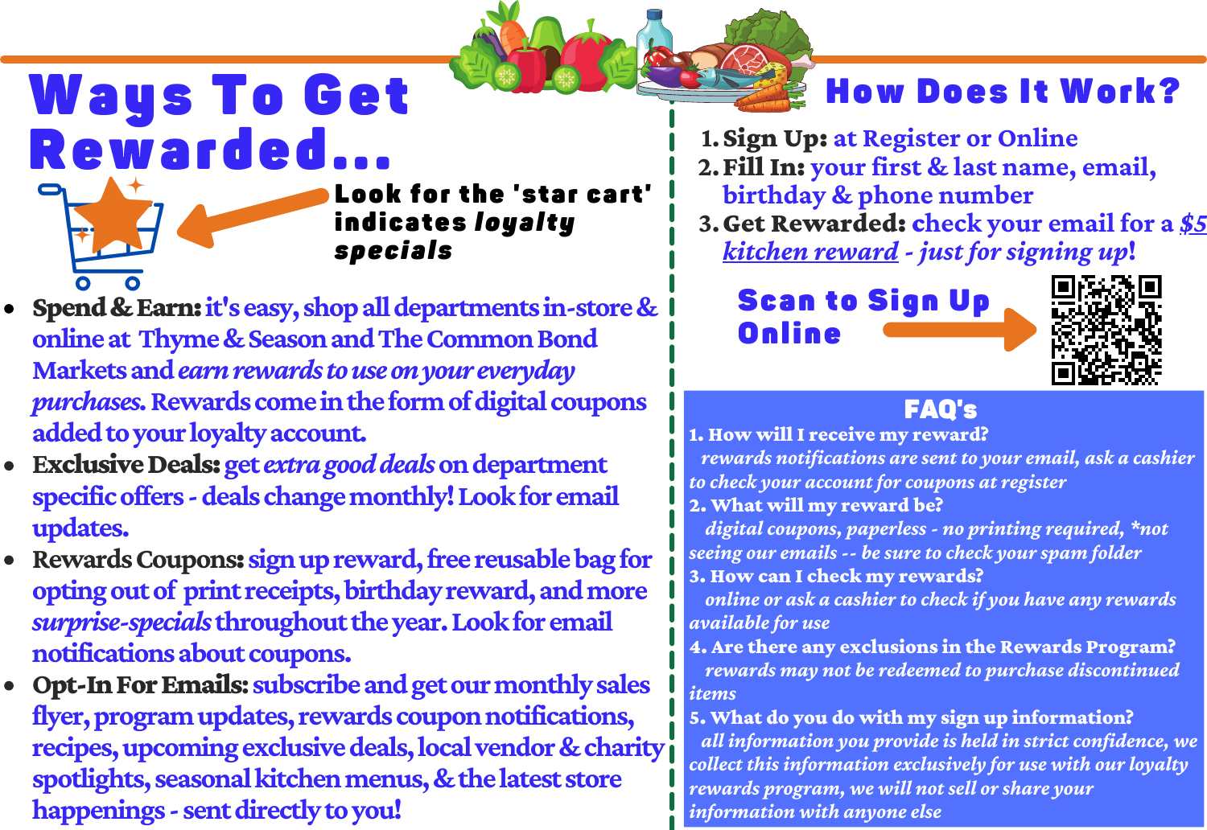# Ways To Get Rewarded...

**Look for the 'star cart' indicates *loyalty specials***

- **Spend & Earn:** it's easy, shop all departments in-store & online at Thyme & Season and The Common Bond Markets and *earn rewards to use on your everyday purchases.* Rewards come in the form of digital coupons added to your loyalty account.
- **Exclusive Deals:** get *extra good deals* on department specific offers - deals change monthly! Look for email updates.
- **Rewards Coupons:** sign up reward, free reusable bag for opting out of print receipts, birthday reward, and more *surprise-specials* throughout the year. Look for email notifications about coupons.
- **Opt-In For Emails:** subscribe and get our monthly sales flyer, program updates, rewards coupon notifications, recipes, upcoming exclusive deals, local vendor & charity spotlights, seasonal kitchen menus, & the latest store happenings - sent directly to you!

# How Does It Work?

1. **Sign Up:** at Register or Online
2. **Fill In:** your first & last name, email, birthday & phone number
3. **Get Rewarded:** check your email for a *<u>$5 kitchen reward</u> - just for signing up*!

**Scan to Sign Up Online**

## FAQ's

**1. How will I receive my reward?**
*rewards notifications are sent to your email, ask a cashier to check your account for coupons at register*

**2. What will my reward be?**
*digital coupons, paperless - no printing required, *not seeing our emails -- be sure to check your spam folder*

**3. How can I check my rewards?**
*online or ask a cashier to check if you have any rewards available for use*

**4. Are there any exclusions in the Rewards Program?**
*rewards may not be redeemed to purchase discontinued items*

**5. What do you do with my sign up information?**
*all information you provide is held in strict confidence, we collect this information exclusively for use with our loyalty rewards program, we will not sell or share your information with anyone else*